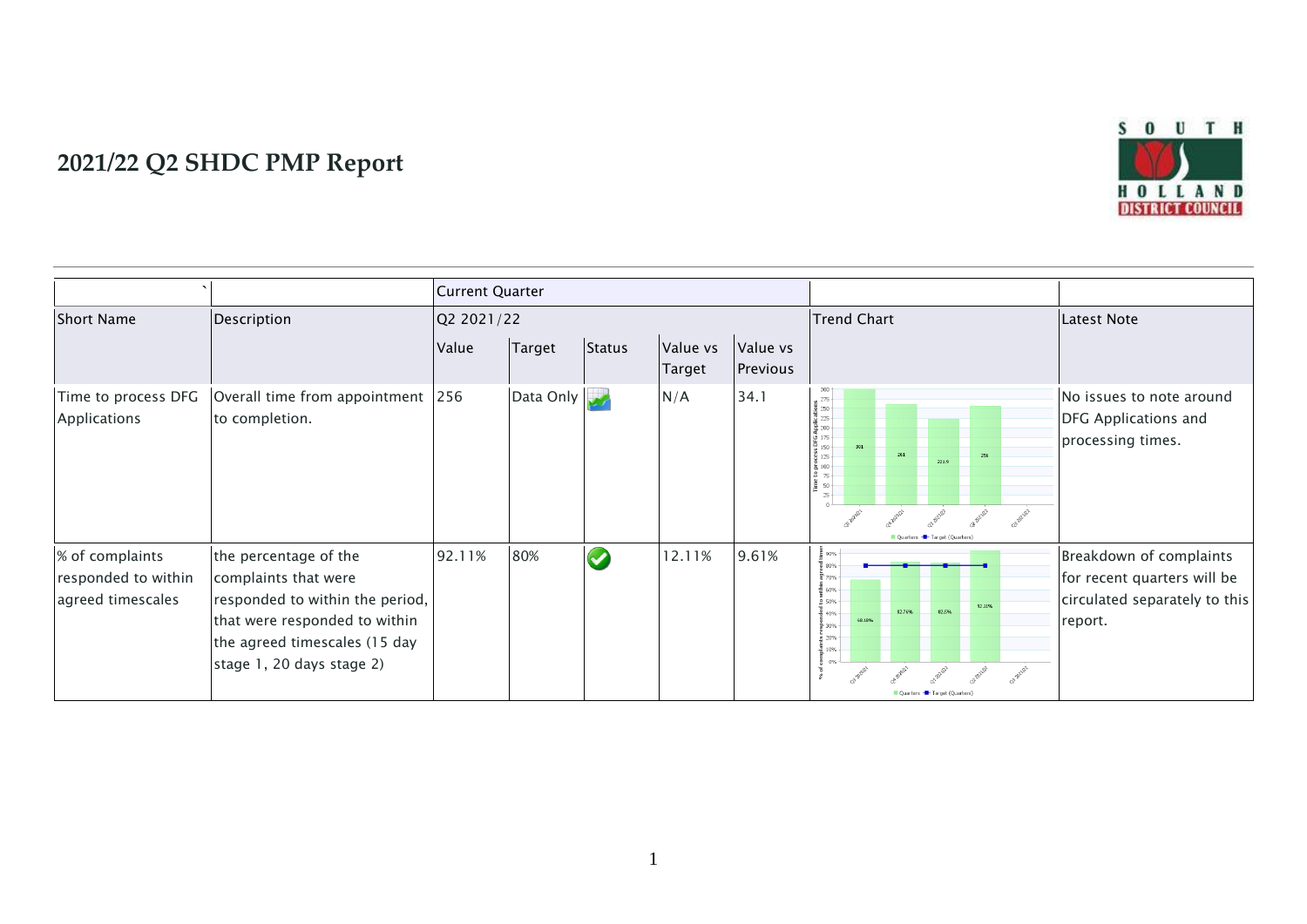# 2021/22 Q2 SHDC PMP Report

| ` | | Current Quarter | | | | | | |
|---|---|---|---|---|---|---|---|---|
| Short Name | Description | Q2 2021/22 | | | | | Trend Chart | Latest Note |
| | | Value | Target | Status | Value vs Target | Value vs Previous | | |
| Time to process DFG Applications | Overall time from appointment to completion. | 256 | Data Only | | N/A | 34.1 | | No issues to note around DFG Applications and processing times. |
| % of complaints responded to within agreed timescales | the percentage of the complaints that were responded to within the period, that were responded to within the agreed timescales (15 day stage 1, 20 days stage 2) | 92.11% | 80% | | 12.11% | 9.61% | | Breakdown of complaints for recent quarters will be circulated separately to this report. |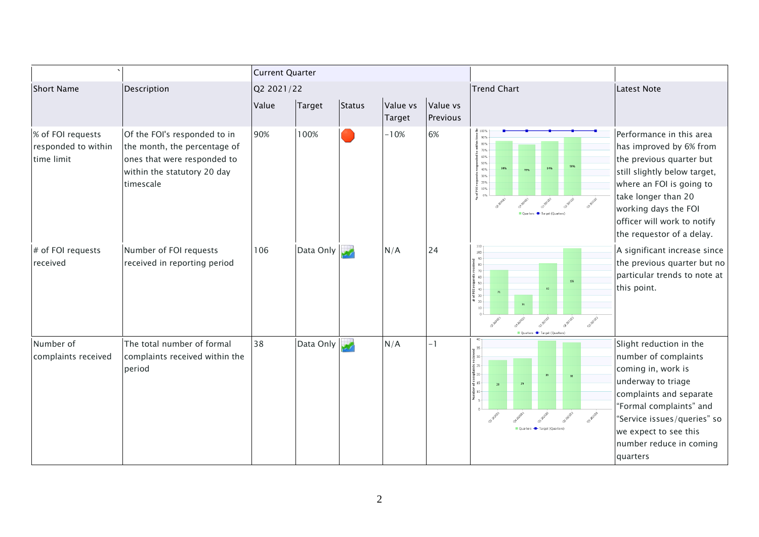| ` | | Current Quarter | | | | | | |
|---|---|---|---|---|---|---|---|---|
| Short Name | Description | Q2 2021/22 | | | | | Trend Chart | Latest Note |
| | | Value | Target | Status | Value vs Target | Value vs Previous | | |
| % of FOI requests responded to within time limit | Of the FOI's responded to in the month, the percentage of ones that were responded to within the statutory 20 day timescale | 90% | 100% | | -10% | 6% | | Performance in this area has improved by 6% from the previous quarter but still slightly below target, where an FOI is going to take longer than 20 working days the FOI officer will work to notify the requestor of a delay. |
| # of FOI requests received | Number of FOI requests received in reporting period | 106 | Data Only | | N/A | 24 | | A significant increase since the previous quarter but no particular trends to note at this point. |
| Number of complaints received | The total number of formal complaints received within the period | 38 | Data Only | | N/A | -1 | | Slight reduction in the number of complaints coming in, work is underway to triage complaints and separate "Formal complaints" and "Service issues/queries" so we expect to see this number reduce in coming quarters |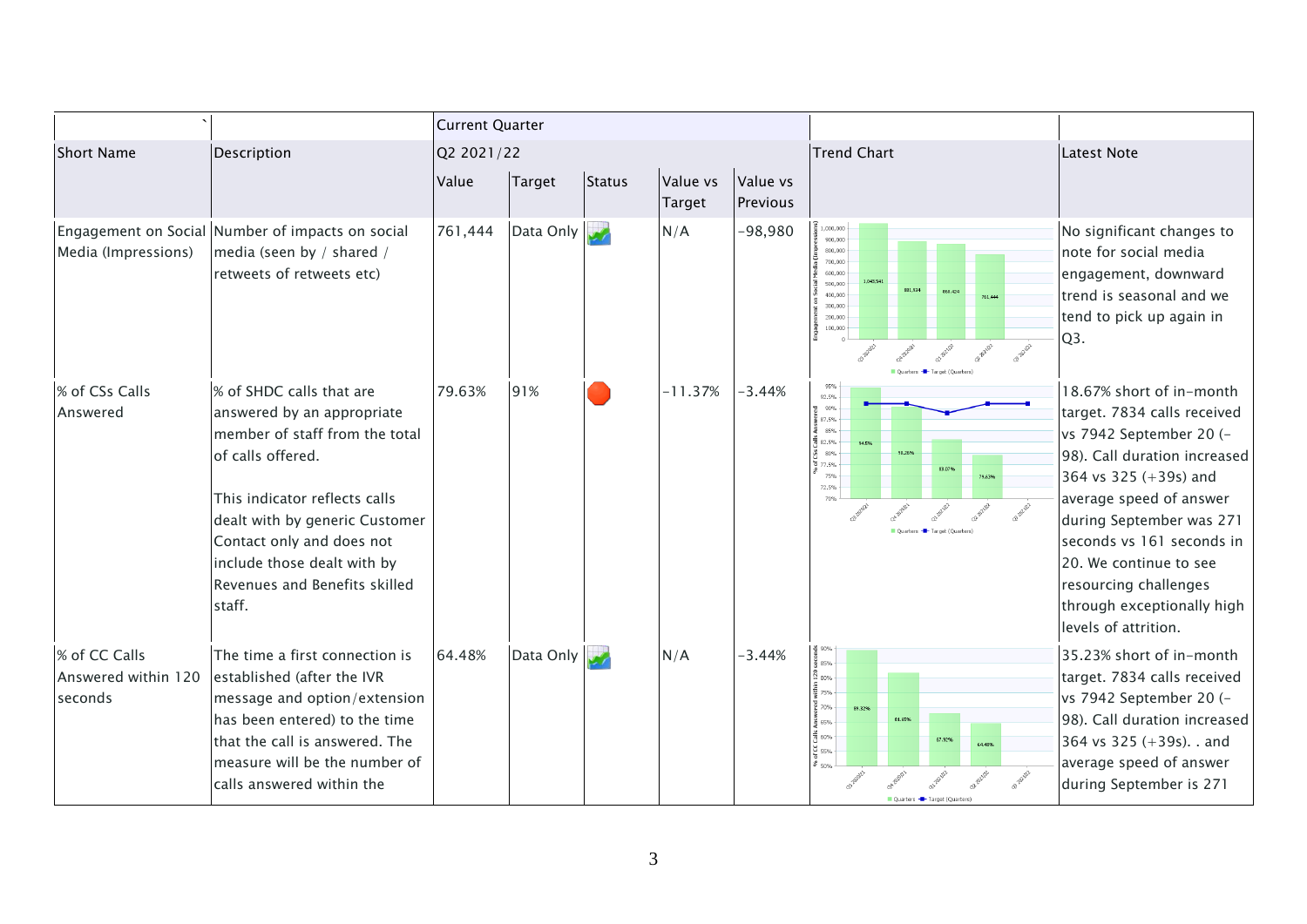| ` | | Current Quarter | | | | | | |
|---|---|---|---|---|---|---|---|---|
| Short Name | Description | Q2 2021/22 | | | | | Trend Chart | Latest Note |
| | | Value | Target | Status | Value vs Target | Value vs Previous | | |
| Engagement on Social Media (Impressions) | Number of impacts on social media (seen by / shared / retweets of retweets etc) | 761,444 | Data Only | | N/A | -98,980 | | No significant changes to note for social media engagement, downward trend is seasonal and we tend to pick up again in Q3. |
| % of CSs Calls Answered | % of SHDC calls that are answered by an appropriate member of staff from the total of calls offered.<br><br>This indicator reflects calls dealt with by generic Customer Contact only and does not include those dealt with by Revenues and Benefits skilled staff. | 79.63% | 91% | | -11.37% | -3.44% | | 18.67% short of in-month target. 7834 calls received vs 7942 September 20 (-98). Call duration increased 364 vs 325 (+39s) and average speed of answer during September was 271 seconds vs 161 seconds in 20. We continue to see resourcing challenges through exceptionally high levels of attrition. |
| % of CC Calls Answered within 120 seconds | The time a first connection is established (after the IVR message and option/extension has been entered) to the time that the call is answered. The measure will be the number of calls answered within the | 64.48% | Data Only | | N/A | -3.44% | | 35.23% short of in-month target. 7834 calls received vs 7942 September 20 (-98). Call duration increased 364 vs 325 (+39s). . and average speed of answer during September is 271 |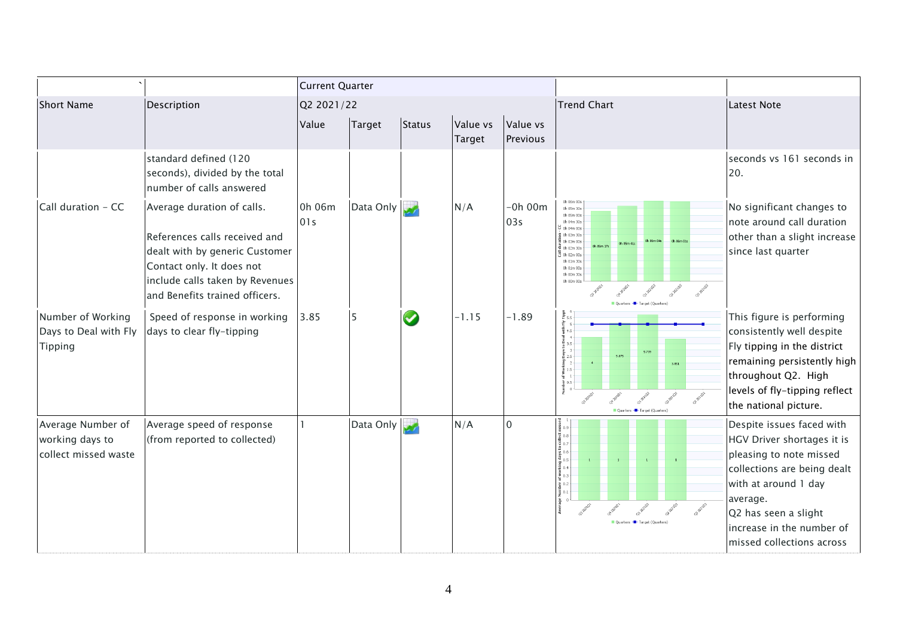| ` | | Current Quarter | | | | | | |
|---|---|---|---|---|---|---|---|---|
| Short Name | Description | Q2 2021/22 | | | | | Trend Chart | Latest Note |
| | | Value | Target | Status | Value vs Target | Value vs Previous | | |
| | standard defined (120 seconds), divided by the total number of calls answered | | | | | | | seconds vs 161 seconds in 20. |
| Call duration - CC | Average duration of calls.<br><br>References calls received and dealt with by generic Customer Contact only. It does not include calls taken by Revenues and Benefits trained officers. | 0h 06m 01s | Data Only | | N/A | -0h 00m 03s | | No significant changes to note around call duration other than a slight increase since last quarter |
| Number of Working Days to Deal with Fly Tipping | Speed of response in working days to clear fly-tipping | 3.85 | 5 | | -1.15 | -1.89 | | This figure is performing consistently well despite Fly tipping in the district remaining persistently high throughout Q2. High levels of fly-tipping reflect the national picture. |
| Average Number of working days to collect missed waste | Average speed of response (from reported to collected) | 1 | Data Only | | N/A | 0 | | Despite issues faced with HGV Driver shortages it is pleasing to note missed collections are being dealt with at around 1 day average.<br>Q2 has seen a slight increase in the number of missed collections across |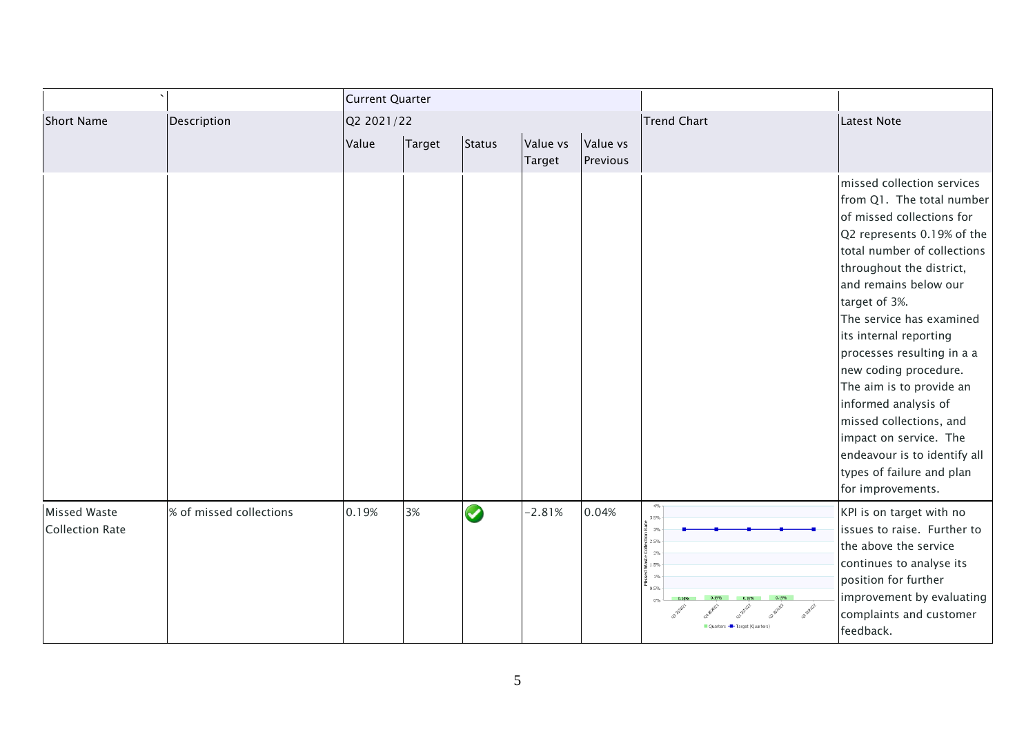| ` | | Current Quarter | | | | | | |
|---|---|---|---|---|---|---|---|---|
| Short Name | Description | Q2 2021/22 | | | | | Trend Chart | Latest Note |
| | | Value | Target | Status | Value vs Target | Value vs Previous | | |
| | | | | | | | | missed collection services from Q1. The total number of missed collections for Q2 represents 0.19% of the total number of collections throughout the district, and remains below our target of 3%.<br>The service has examined its internal reporting processes resulting in a a new coding procedure.<br>The aim is to provide an informed analysis of missed collections, and impact on service. The endeavour is to identify all types of failure and plan for improvements. |
| Missed Waste Collection Rate | % of missed collections | 0.19% | 3% | ✔ | -2.81% | 0.04% | | KPI is on target with no issues to raise. Further to the above the service continues to analyse its position for further improvement by evaluating complaints and customer feedback. |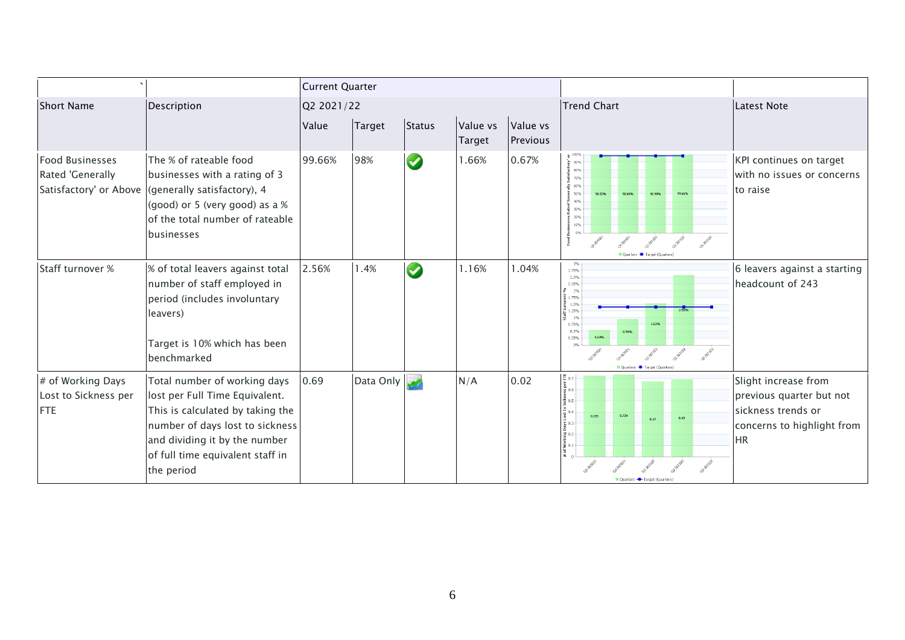| ` | | Current Quarter | | | | | | |
|---|---|---|---|---|---|---|---|---|
| Short Name | Description | Q2 2021/22 | | | | | Trend Chart | Latest Note |
| | | Value | Target | Status | Value vs Target | Value vs Previous | | |
| Food Businesses Rated 'Generally Satisfactory' or Above | The % of rateable food businesses with a rating of 3 (generally satisfactory), 4 (good) or 5 (very good) as a % of the total number of rateable businesses | 99.66% | 98% | ✔ | 1.66% | 0.67% | | KPI continues on target with no issues or concerns to raise |
| Staff turnover % | % of total leavers against total number of staff employed in period (includes involuntary leavers)<br><br>Target is 10% which has been benchmarked | 2.56% | 1.4% | ✔ | 1.16% | 1.04% | | 6 leavers against a starting headcount of 243 |
| # of Working Days Lost to Sickness per FTE | Total number of working days lost per Full Time Equivalent. This is calculated by taking the number of days lost to sickness and dividing it by the number of full time equivalent staff in the period | 0.69 | Data Only | | N/A | 0.02 | | Slight increase from previous quarter but not sickness trends or concerns to highlight from HR |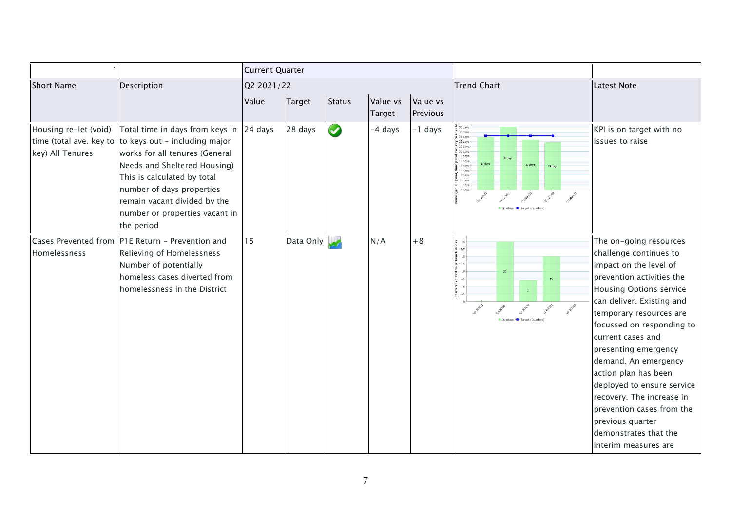| ` | | Current Quarter | | | | | | |
|---|---|---|---|---|---|---|---|---|
| Short Name | Description | Q2 2021/22 | | | | | Trend Chart | Latest Note |
| | | Value | Target | Status | Value vs Target | Value vs Previous | | |
| Housing re-let (void) time (total ave. key to key) All Tenures | Total time in days from keys in to keys out - including major works for all tenures (General Needs and Sheltered Housing) This is calculated by total number of days properties remain vacant divided by the number or properties vacant in the period | 24 days | 28 days | | -4 days | -1 days | | KPI is on target with no issues to raise |
| Cases Prevented from Homelessness | P1E Return - Prevention and Relieving of Homelessness Number of potentially homeless cases diverted from homelessness in the District | 15 | Data Only | | N/A | +8 | | The on-going resources challenge continues to impact on the level of prevention activities the Housing Options service can deliver. Existing and temporary resources are focussed on responding to current cases and presenting emergency demand. An emergency action plan has been deployed to ensure service recovery. The increase in prevention cases from the previous quarter demonstrates that the interim measures are |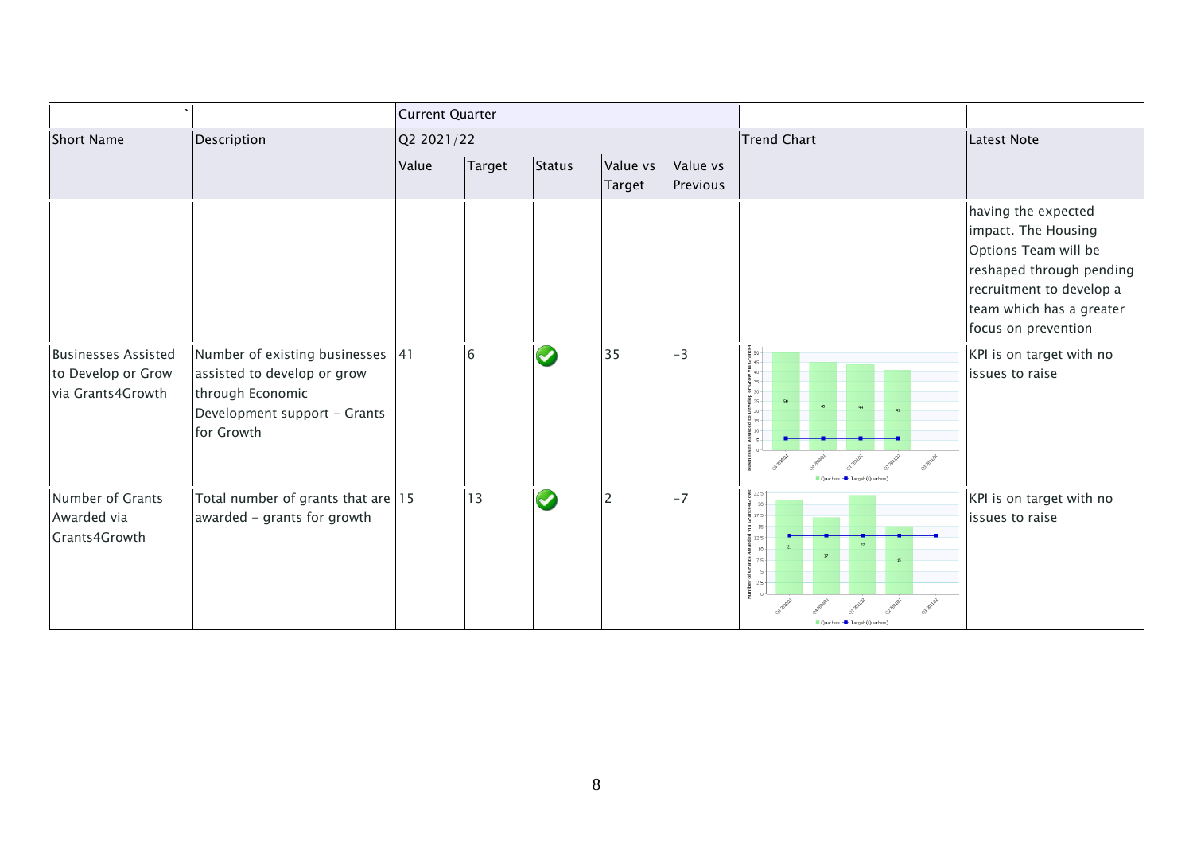| ` | | Current Quarter | | | | | | |
|---|---|---|---|---|---|---|---|---|
| Short Name | Description | Q2 2021/22 | | | | | Trend Chart | Latest Note |
| | | Value | Target | Status | Value vs Target | Value vs Previous | | |
| | | | | | | | | having the expected impact. The Housing Options Team will be reshaped through pending recruitment to develop a team which has a greater focus on prevention |
| Businesses Assisted to Develop or Grow via Grants4Growth | Number of existing businesses assisted to develop or grow through Economic Development support - Grants for Growth | 41 | 6 | ✔ | 35 | -3 | | KPI is on target with no issues to raise |
| Number of Grants Awarded via Grants4Growth | Total number of grants that are awarded - grants for growth | 15 | 13 | ✔ | 2 | -7 | | KPI is on target with no issues to raise |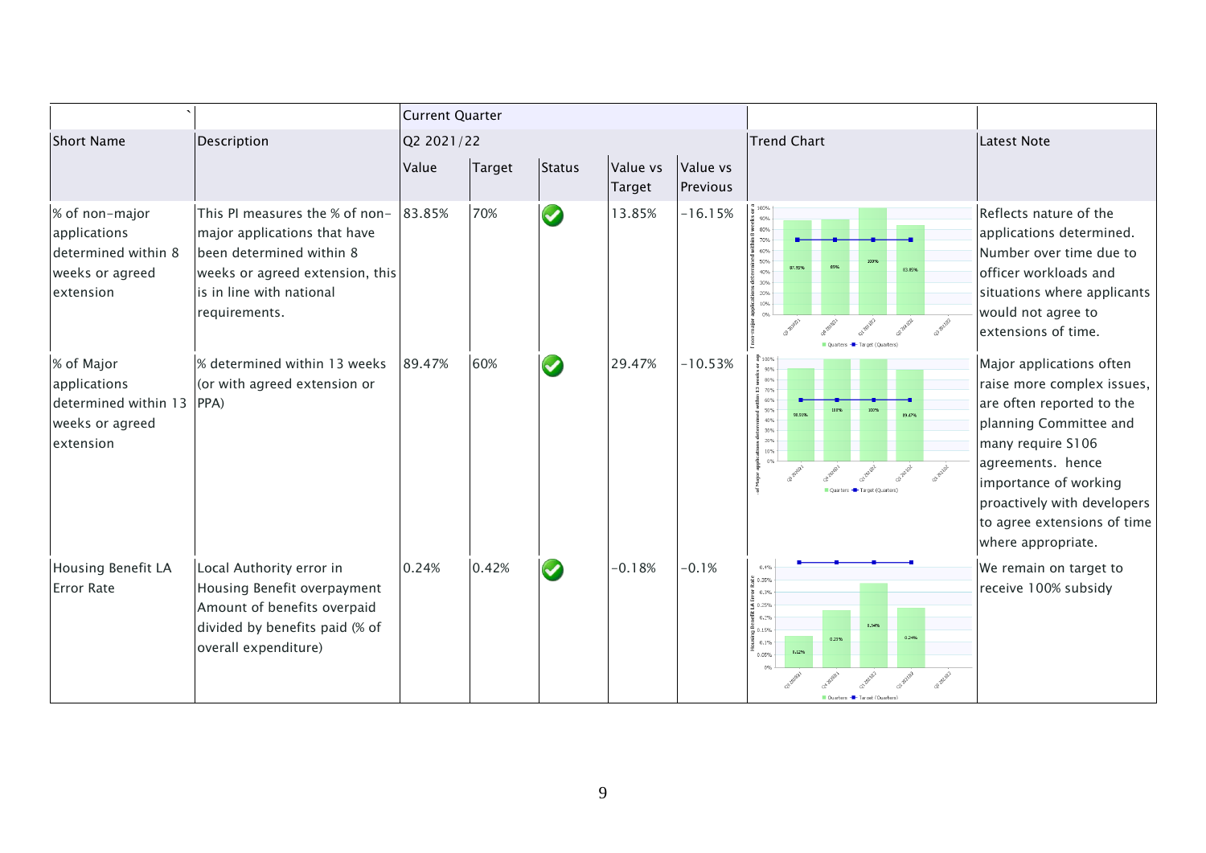| ` | | Current Quarter | | | | | | |
|---|---|---|---|---|---|---|---|---|
| Short Name | Description | Q2 2021/22 | | | | | Trend Chart | Latest Note |
| | | Value | Target | Status | Value vs Target | Value vs Previous | | |
| % of non-major applications determined within 8 weeks or agreed extension | This PI measures the % of non-major applications that have been determined within 8 weeks or agreed extension, this is in line with national requirements. | 83.85% | 70% | ✔ | 13.85% | -16.15% | | Reflects nature of the applications determined. Number over time due to officer workloads and situations where applicants would not agree to extensions of time. |
| % of Major applications determined within 13 weeks or agreed extension | % determined within 13 weeks (or with agreed extension or PPA) | 89.47% | 60% | ✔ | 29.47% | -10.53% | | Major applications often raise more complex issues, are often reported to the planning Committee and many require S106 agreements. hence importance of working proactively with developers to agree extensions of time where appropriate. |
| Housing Benefit LA Error Rate | Local Authority error in Housing Benefit overpayment Amount of benefits overpaid divided by benefits paid (% of overall expenditure) | 0.24% | 0.42% | ✔ | -0.18% | -0.1% | | We remain on target to receive 100% subsidy |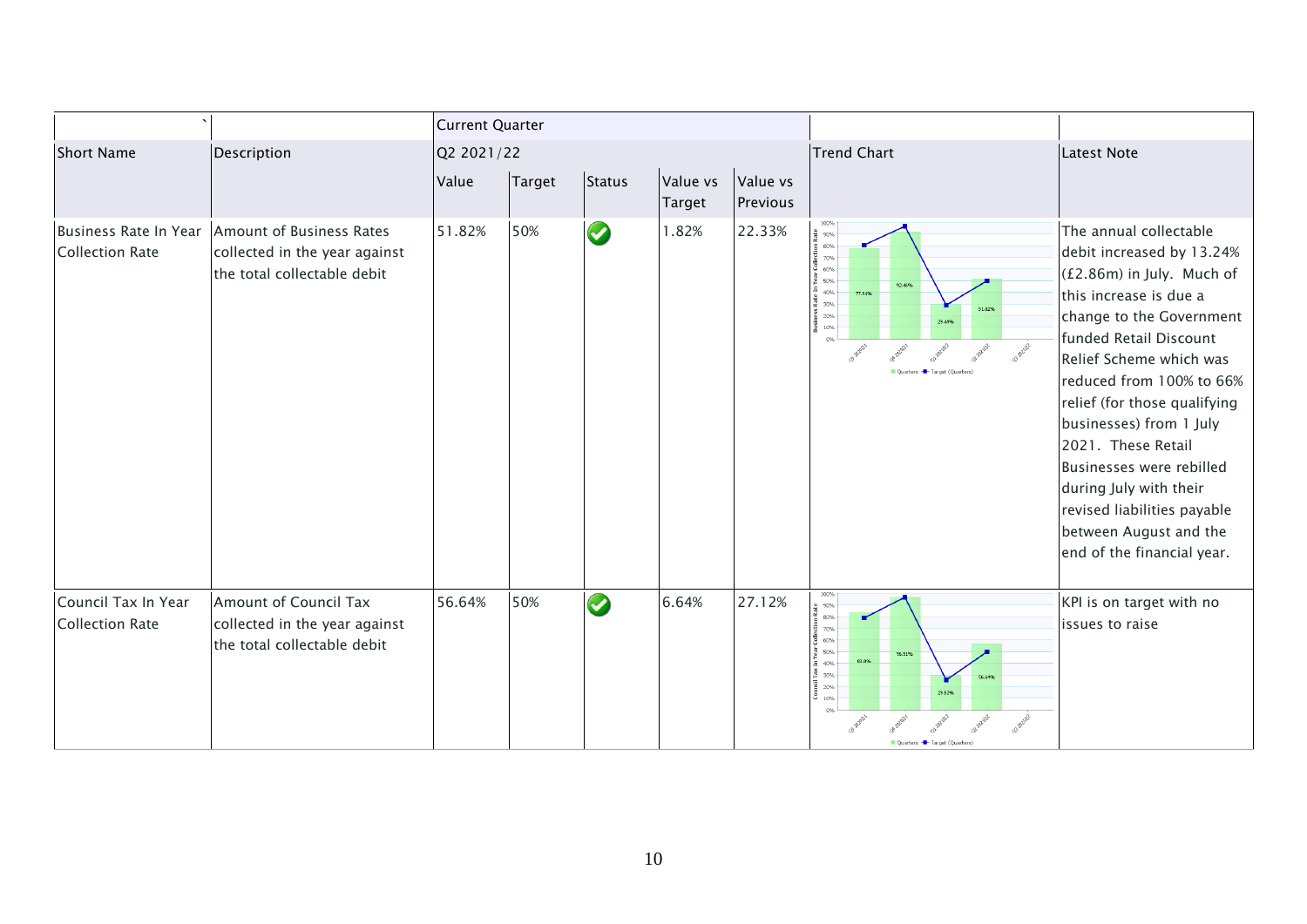| ` | | Current Quarter | | | | | | |
|---|---|---|---|---|---|---|---|---|
| Short Name | Description | Q2 2021/22 | | | | | Trend Chart | Latest Note |
| | | Value | Target | Status | Value vs Target | Value vs Previous | | |
| Business Rate In Year Collection Rate | Amount of Business Rates collected in the year against the total collectable debit | 51.82% | 50% | ✔ | 1.82% | 22.33% | Business Rate In Year Collection Rate<br>100%, 90%, 80%, 70%, 60%, 50%, 40%, 30%, 20%, 10%, 0%<br>77.91%, 92.46%, 29.49%, 51.82%<br>Q3 2020/21, Q4 2020/21, Q1 2021/22, Q2 2021/22, Q3 2021/22<br>Quarters, Target (Quarters) | The annual collectable debit increased by 13.24% (£2.86m) in July. Much of this increase is due a change to the Government funded Retail Discount Relief Scheme which was reduced from 100% to 66% relief (for those qualifying businesses) from 1 July 2021. These Retail Businesses were rebilled during July with their revised liabilities payable between August and the end of the financial year. |
| Council Tax In Year Collection Rate | Amount of Council Tax collected in the year against the total collectable debit | 56.64% | 50% | ✔ | 6.64% | 27.12% | Council Tax In Year Collection Rate<br>100%, 90%, 80%, 70%, 60%, 50%, 40%, 30%, 20%, 10%, 0%<br>83.8%, 96.91%, 29.52%, 56.64%<br>Q3 2020/21, Q4 2020/21, Q1 2021/22, Q2 2021/22, Q3 2021/22<br>Quarters, Target (Quarters) | KPI is on target with no issues to raise |